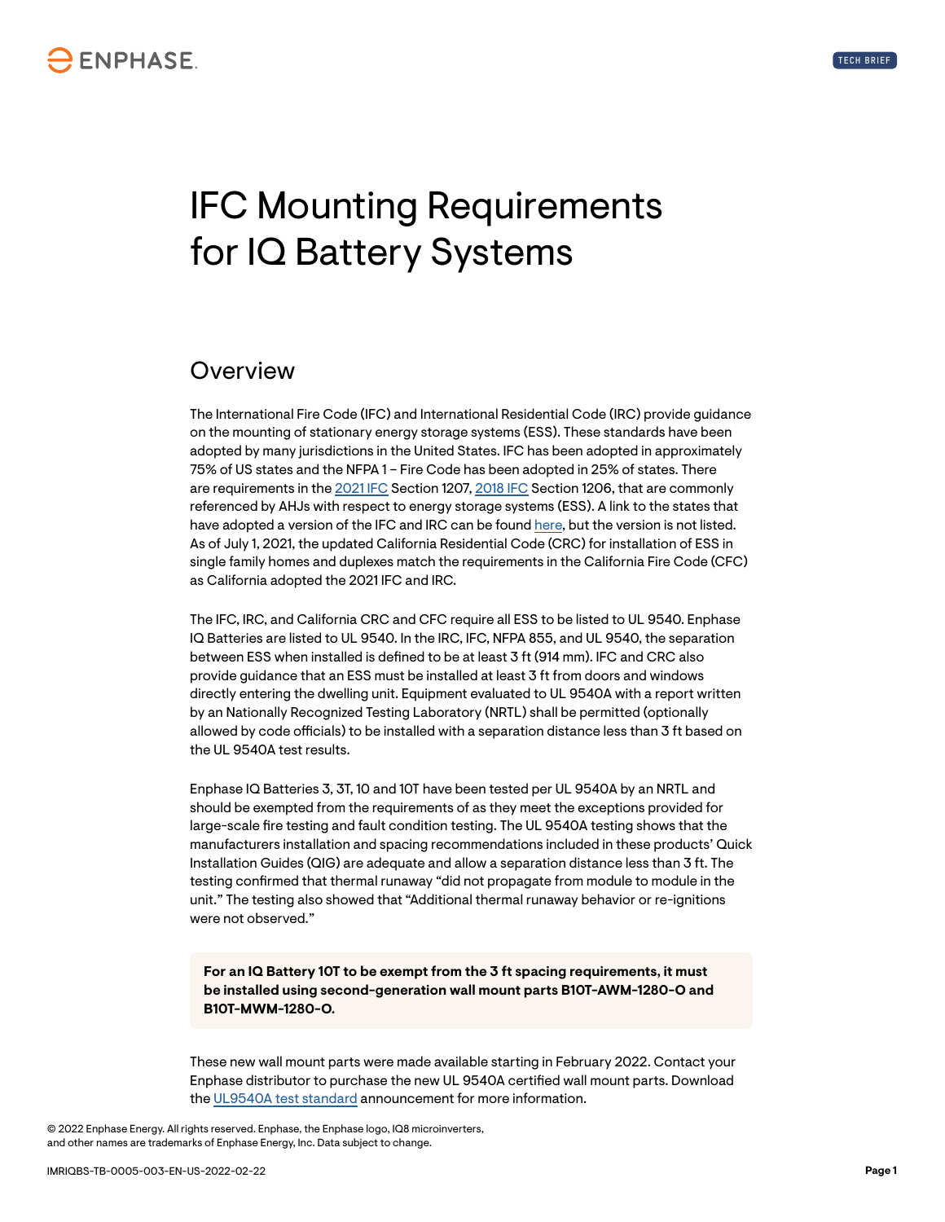# IFC Mounting Requirements for IQ Battery Systems

## Overview

The International Fire Code (IFC) and International Residential Code (IRC) provide guidance on the mounting of stationary energy storage systems (ESS). These standards have been adopted by many jurisdictions in the United States. IFC has been adopted in approximately 75% of US states and the NFPA 1 – Fire Code has been adopted in 25% of states. There are requirements in the 2021 IFC Section 1207, 2018 IFC Section 1206, that are commonly referenced by AHJs with respect to energy storage systems (ESS). A link to the states that have adopted a version of the IFC and IRC can be found here, but the version is not listed. As of July 1, 2021, the updated California Residential Code (CRC) for installation of ESS in single family homes and duplexes match the requirements in the California Fire Code (CFC) as California adopted the 2021 IFC and IRC.

The IFC, IRC, and California CRC and CFC require all ESS to be listed to UL 9540. Enphase IQ Batteries are listed to UL 9540. In the IRC, IFC, NFPA 855, and UL 9540, the separation between ESS when installed is defined to be at least 3 ft (914 mm). IFC and CRC also provide guidance that an ESS must be installed at least 3 ft from doors and windows directly entering the dwelling unit. Equipment evaluated to UL 9540A with a report written by an Nationally Recognized Testing Laboratory (NRTL) shall be permitted (optionally allowed by code officials) to be installed with a separation distance less than 3 ft based on the UL 9540A test results.

Enphase IQ Batteries 3, 3T, 10 and 10T have been tested per UL 9540A by an NRTL and should be exempted from the requirements of as they meet the exceptions provided for large-scale fire testing and fault condition testing. The UL 9540A testing shows that the manufacturers installation and spacing recommendations included in these products' Quick Installation Guides (QIG) are adequate and allow a separation distance less than 3 ft. The testing confirmed that thermal runaway "did not propagate from module to module in the unit." The testing also showed that "Additional thermal runaway behavior or re-ignitions were not observed."

**For an IQ Battery 10T to be exempt from the 3 ft spacing requirements, it must be installed using second-generation wall mount parts B10T-AWM-1280-O and B10T-MWM-1280-O.**

These new wall mount parts were made available starting in February 2022. Contact your Enphase distributor to purchase the new UL 9540A certified wall mount parts. Download the UL9540A test standard announcement for more information.

© 2022 Enphase Energy. All rights reserved. Enphase, the Enphase logo, IQ8 microinverters, and other names are trademarks of Enphase Energy, Inc. Data subject to change.

IMRIQBS-TB-0005-003-EN-US-2022-02-22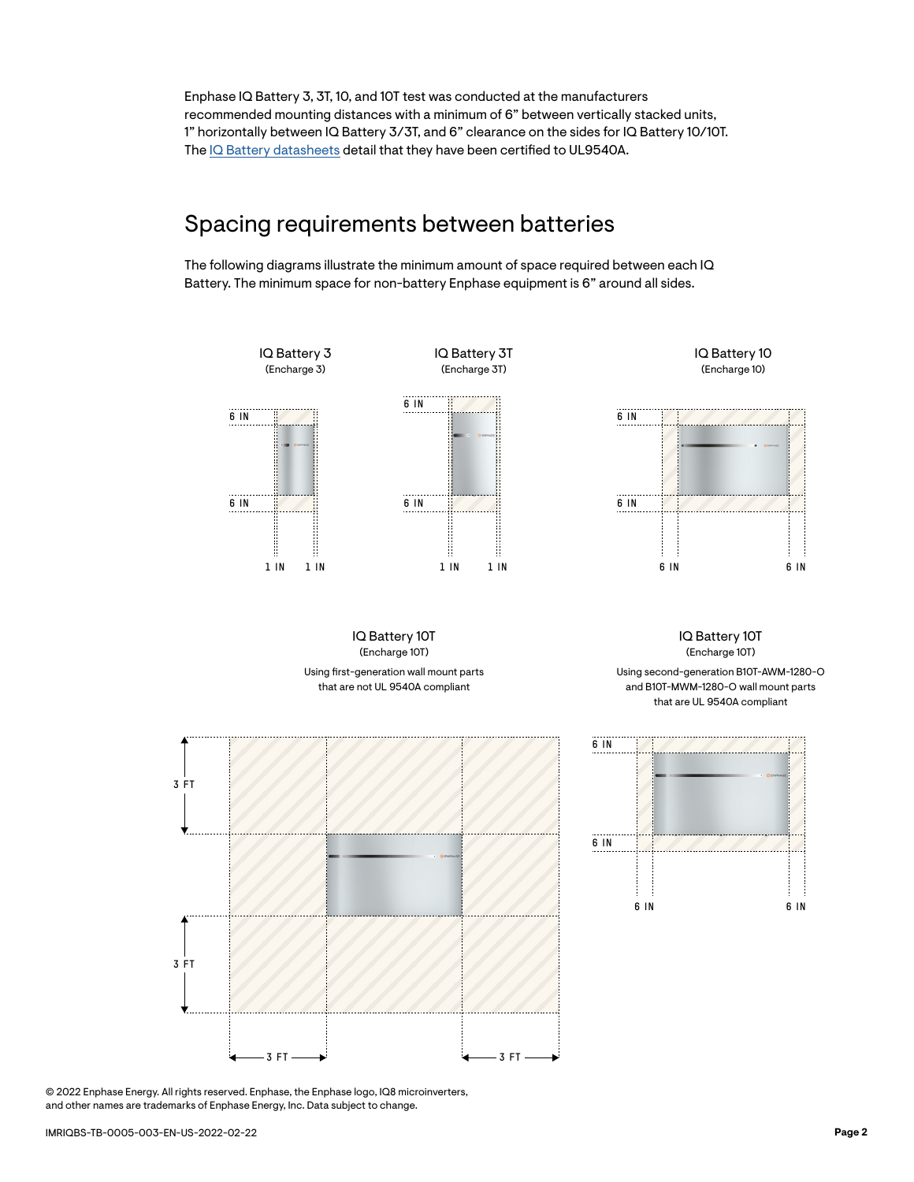Enphase IQ Battery 3, 3T, 10, and 10T test was conducted at the manufacturers recommended mounting distances with a minimum of 6” between vertically stacked units, 1” horizontally between IQ Battery 3/3T, and 6” clearance on the sides for IQ Battery 10/10T. The [IQ Battery datasheets](#) detail that they have been certified to UL9540A.

## Spacing requirements between batteries

The following diagrams illustrate the minimum amount of space required between each IQ Battery. The minimum space for non-battery Enphase equipment is 6” around all sides.

IQ Battery 3
(Encharge 3)

6 IN
6 IN
1 IN 1 IN

IQ Battery 3T
(Encharge 3T)

6 IN
6 IN
1 IN 1 IN

IQ Battery 10
(Encharge 10)

6 IN
6 IN
6 IN 6 IN

IQ Battery 10T
(Encharge 10T)
Using first-generation wall mount parts that are not UL 9540A compliant

3 FT
3 FT
3 FT 3 FT

IQ Battery 10T
(Encharge 10T)
Using second-generation B10T-AWM-1280-O and B10T-MWM-1280-O wall mount parts that are UL 9540A compliant

6 IN
6 IN
6 IN 6 IN

© 2022 Enphase Energy. All rights reserved. Enphase, the Enphase logo, IQ8 microinverters, and other names are trademarks of Enphase Energy, Inc. Data subject to change.

IMRIQBS-TB-0005-003-EN-US-2022-02-22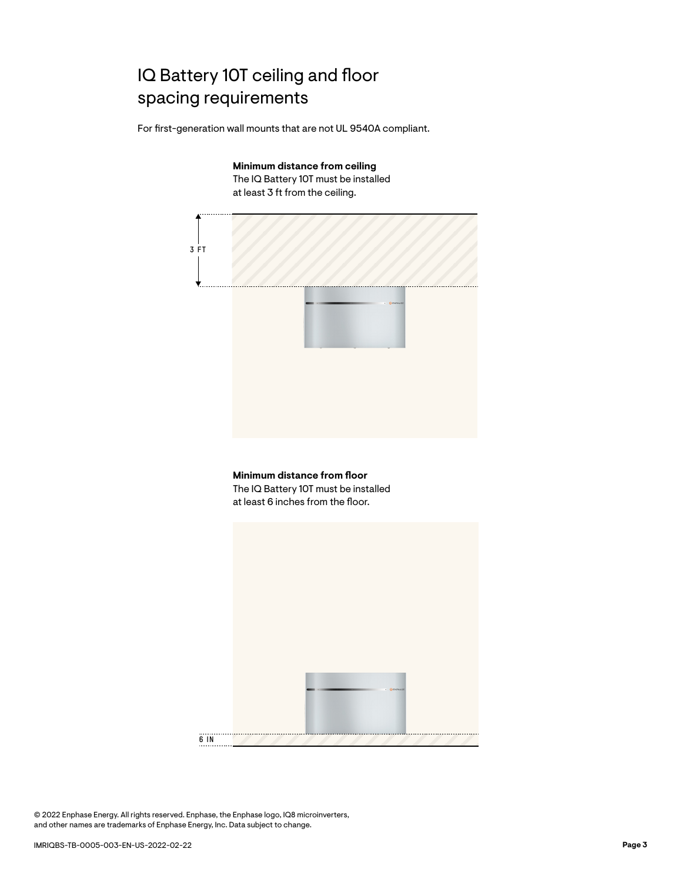# IQ Battery 10T ceiling and floor spacing requirements

For first-generation wall mounts that are not UL 9540A compliant.

**Minimum distance from ceiling**
The IQ Battery 10T must be installed at least 3 ft from the ceiling.

3 FT

**Minimum distance from floor**
The IQ Battery 10T must be installed at least 6 inches from the floor.

6 IN

© 2022 Enphase Energy. All rights reserved. Enphase, the Enphase logo, IQ8 microinverters, and other names are trademarks of Enphase Energy, Inc. Data subject to change.

IMRIQBS-TB-0005-003-EN-US-2022-02-22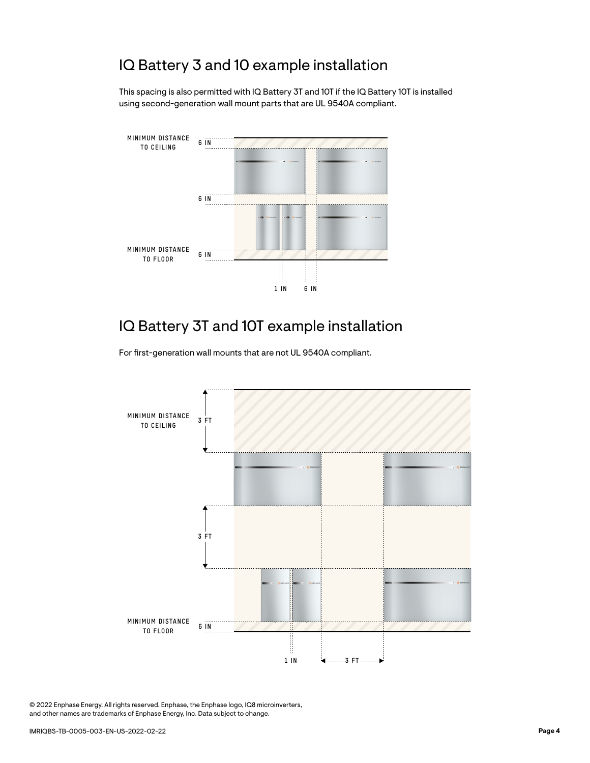## IQ Battery 3 and 10 example installation

This spacing is also permitted with IQ Battery 3T and 10T if the IQ Battery 10T is installed using second-generation wall mount parts that are UL 9540A compliant.

MINIMUM DISTANCE TO CEILING 6 IN

6 IN

MINIMUM DISTANCE TO FLOOR 6 IN

1 IN 6 IN

## IQ Battery 3T and 10T example installation

For first-generation wall mounts that are not UL 9540A compliant.

MINIMUM DISTANCE TO CEILING 3 FT

3 FT

MINIMUM DISTANCE TO FLOOR 6 IN

1 IN 3 FT

© 2022 Enphase Energy. All rights reserved. Enphase, the Enphase logo, IQ8 microinverters, and other names are trademarks of Enphase Energy, Inc. Data subject to change.

IMRIQBS-TB-0005-003-EN-US-2022-02-22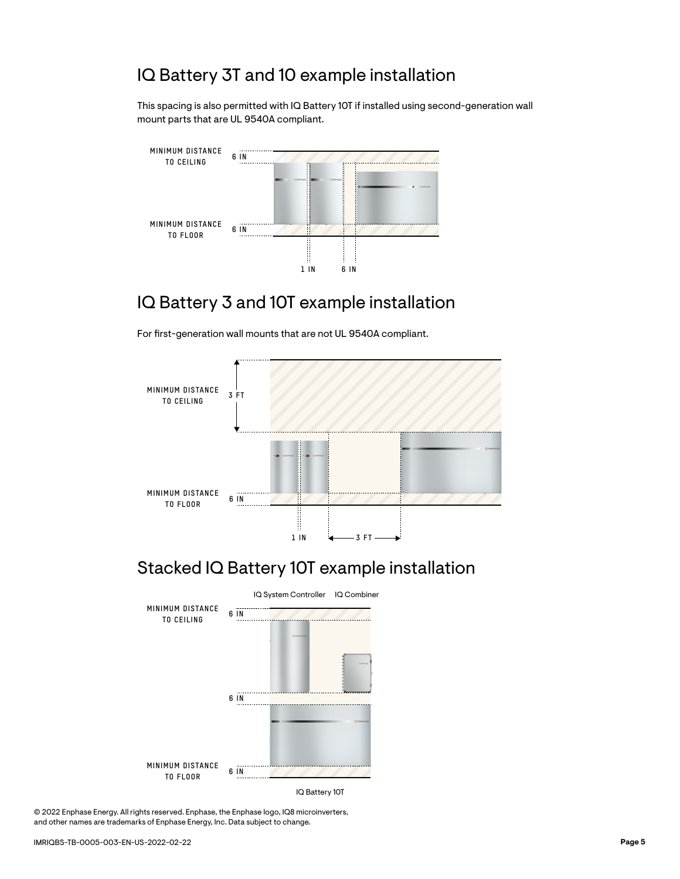## IQ Battery 3T and 10 example installation

This spacing is also permitted with IQ Battery 10T if installed using second-generation wall mount parts that are UL 9540A compliant.

MINIMUM DISTANCE TO CEILING 6 IN

MINIMUM DISTANCE TO FLOOR 6 IN

1 IN 6 IN

## IQ Battery 3 and 10T example installation

For first-generation wall mounts that are not UL 9540A compliant.

MINIMUM DISTANCE TO CEILING 3 FT

MINIMUM DISTANCE TO FLOOR 6 IN

1 IN 3 FT

## Stacked IQ Battery 10T example installation

IQ System Controller IQ Combiner

MINIMUM DISTANCE TO CEILING 6 IN

6 IN

MINIMUM DISTANCE TO FLOOR 6 IN

IQ Battery 10T

© 2022 Enphase Energy. All rights reserved. Enphase, the Enphase logo, IQ8 microinverters, and other names are trademarks of Enphase Energy, Inc. Data subject to change.

IMRIQBS-TB-0005-003-EN-US-2022-02-22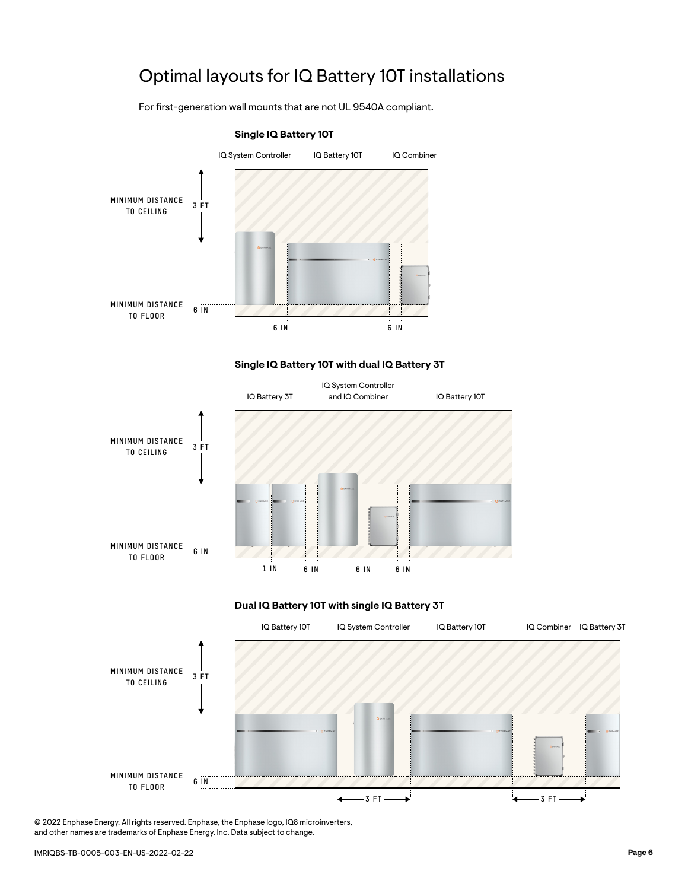# Optimal layouts for IQ Battery 10T installations

For first-generation wall mounts that are not UL 9540A compliant.

### Single IQ Battery 10T

IQ System Controller | IQ Battery 10T | IQ Combiner

MINIMUM DISTANCE TO CEILING: 3 FT

MINIMUM DISTANCE TO FLOOR: 6 IN

6 IN | 6 IN

### Single IQ Battery 10T with dual IQ Battery 3T

IQ Battery 3T | IQ System Controller and IQ Combiner | IQ Battery 10T

MINIMUM DISTANCE TO CEILING: 3 FT

MINIMUM DISTANCE TO FLOOR: 6 IN

1 IN | 6 IN | 6 IN | 6 IN

### Dual IQ Battery 10T with single IQ Battery 3T

IQ Battery 10T | IQ System Controller | IQ Battery 10T | IQ Combiner | IQ Battery 3T

MINIMUM DISTANCE TO CEILING: 3 FT

MINIMUM DISTANCE TO FLOOR: 6 IN

3 FT | 3 FT

© 2022 Enphase Energy. All rights reserved. Enphase, the Enphase logo, IQ8 microinverters, and other names are trademarks of Enphase Energy, Inc. Data subject to change.

IMRIQBS-TB-0005-003-EN-US-2022-02-22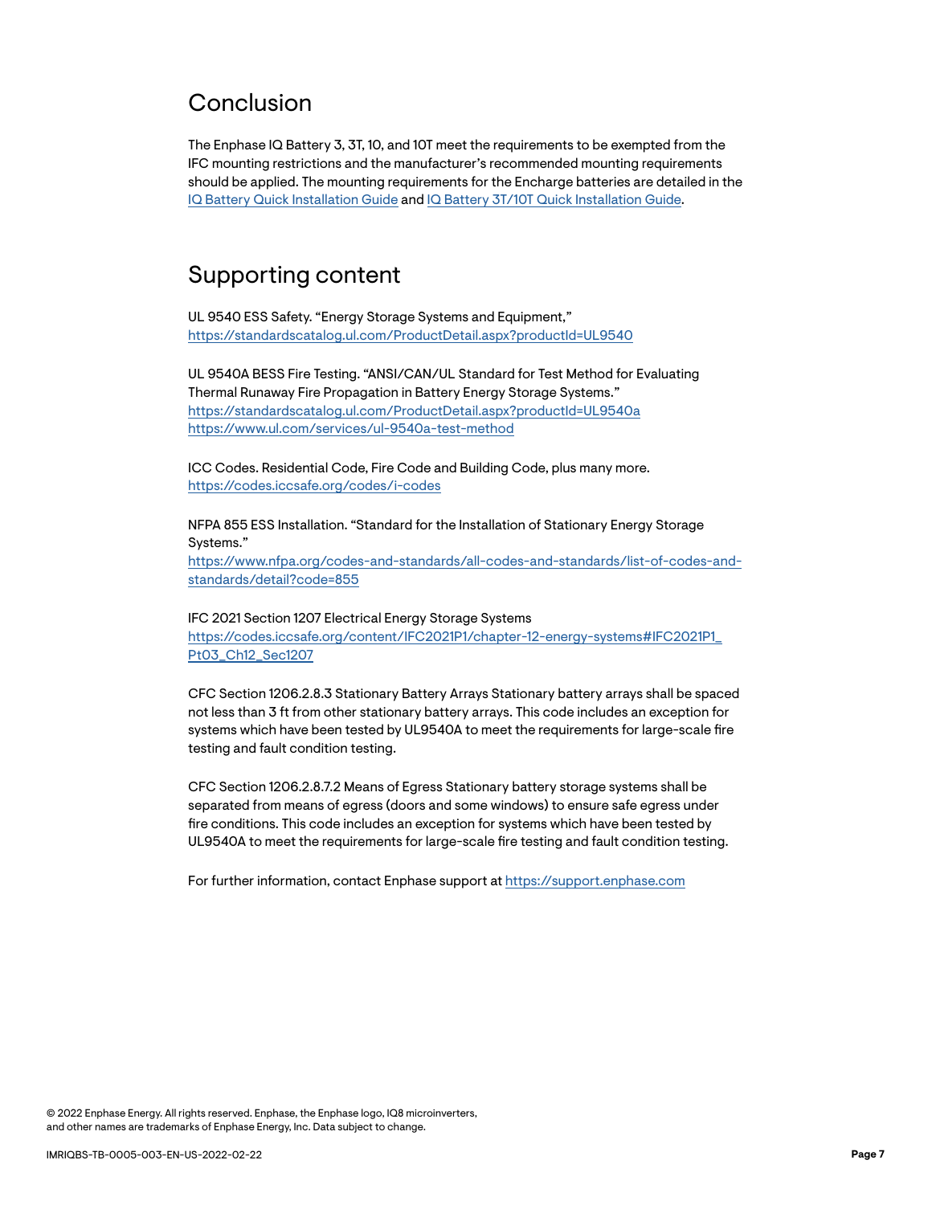## Conclusion

The Enphase IQ Battery 3, 3T, 10, and 10T meet the requirements to be exempted from the IFC mounting restrictions and the manufacturer's recommended mounting requirements should be applied. The mounting requirements for the Encharge batteries are detailed in the IQ Battery Quick Installation Guide and IQ Battery 3T/10T Quick Installation Guide.

## Supporting content

UL 9540 ESS Safety. "Energy Storage Systems and Equipment,"
https://standardscatalog.ul.com/ProductDetail.aspx?productId=UL9540

UL 9540A BESS Fire Testing. "ANSI/CAN/UL Standard for Test Method for Evaluating Thermal Runaway Fire Propagation in Battery Energy Storage Systems."
https://standardscatalog.ul.com/ProductDetail.aspx?productId=UL9540a
https://www.ul.com/services/ul-9540a-test-method

ICC Codes. Residential Code, Fire Code and Building Code, plus many more.
https://codes.iccsafe.org/codes/i-codes

NFPA 855 ESS Installation. "Standard for the Installation of Stationary Energy Storage Systems."
https://www.nfpa.org/codes-and-standards/all-codes-and-standards/list-of-codes-and-standards/detail?code=855

IFC 2021 Section 1207 Electrical Energy Storage Systems
https://codes.iccsafe.org/content/IFC2021P1/chapter-12-energy-systems#IFC2021P1_Pt03_Ch12_Sec1207

CFC Section 1206.2.8.3 Stationary Battery Arrays Stationary battery arrays shall be spaced not less than 3 ft from other stationary battery arrays. This code includes an exception for systems which have been tested by UL9540A to meet the requirements for large-scale fire testing and fault condition testing.

CFC Section 1206.2.8.7.2 Means of Egress Stationary battery storage systems shall be separated from means of egress (doors and some windows) to ensure safe egress under fire conditions. This code includes an exception for systems which have been tested by UL9540A to meet the requirements for large-scale fire testing and fault condition testing.

For further information, contact Enphase support at https://support.enphase.com

© 2022 Enphase Energy. All rights reserved. Enphase, the Enphase logo, IQ8 microinverters, and other names are trademarks of Enphase Energy, Inc. Data subject to change.

IMRIQBS-TB-0005-003-EN-US-2022-02-22